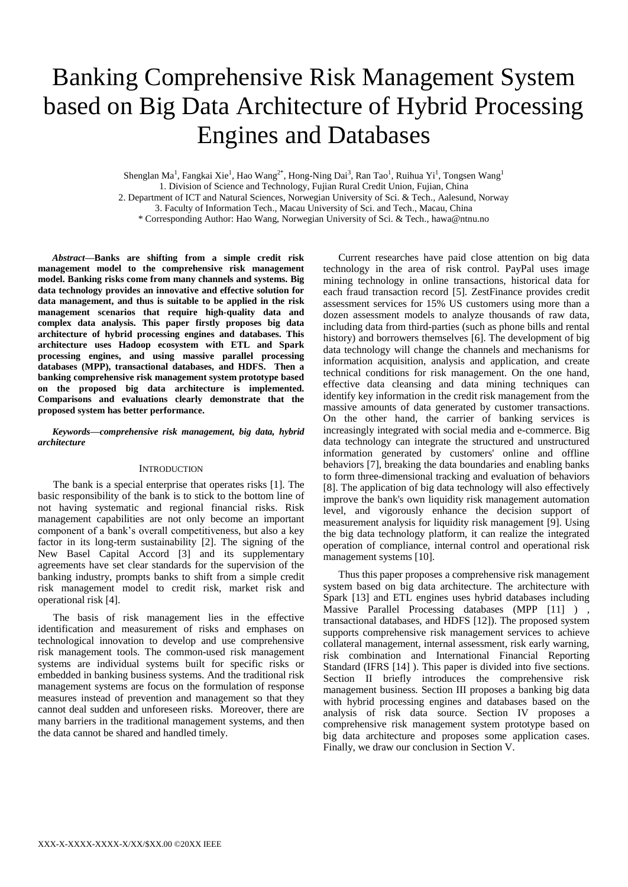# Banking Comprehensive Risk Management System based on Big Data Architecture of Hybrid Processing Engines and Databases

Shenglan Ma[1], Fangkai Xie[1], Hao Wang[2*], Hong-Ning Dai[3], Ran Tao[1], Ruihua Yi[1], Tongsen Wang[1]

1. Division of Science and Technology, Fujian Rural Credit Union, Fujian, China
2. Department of ICT and Natural Sciences, Norwegian University of Sci. & Tech., Aalesund, Norway
3. Faculty of Information Tech., Macau University of Sci. and Tech., Macau, China

\* Corresponding Author: Hao Wang, Norwegian University of Sci. & Tech., hawa@ntnu.no

***Abstract*—Banks are shifting from a simple credit risk management model to the comprehensive risk management model. Banking risks come from many channels and systems. Big data technology provides an innovative and effective solution for data management, and thus is suitable to be applied in the risk management scenarios that require high-quality data and complex data analysis. This paper firstly proposes big data architecture of hybrid processing engines and databases. This architecture uses Hadoop ecosystem with ETL and Spark processing engines, and using massive parallel processing databases (MPP), transactional databases, and HDFS. Then a banking comprehensive risk management system prototype based on the proposed big data architecture is implemented. Comparisons and evaluations clearly demonstrate that the proposed system has better performance.**

***Keywords—comprehensive risk management, big data, hybrid architecture***

## Introduction

The bank is a special enterprise that operates risks [1]. The basic responsibility of the bank is to stick to the bottom line of not having systematic and regional financial risks. Risk management capabilities are not only become an important component of a bank's overall competitiveness, but also a key factor in its long-term sustainability [2]. The signing of the New Basel Capital Accord [3] and its supplementary agreements have set clear standards for the supervision of the banking industry, prompts banks to shift from a simple credit risk management model to credit risk, market risk and operational risk [4].

The basis of risk management lies in the effective identification and measurement of risks and emphases on technological innovation to develop and use comprehensive risk management tools. The common-used risk management systems are individual systems built for specific risks or embedded in banking business systems. And the traditional risk management systems are focus on the formulation of response measures instead of prevention and management so that they cannot deal sudden and unforeseen risks. Moreover, there are many barriers in the traditional management systems, and then the data cannot be shared and handled timely.

Current researches have paid close attention on big data technology in the area of risk control. PayPal uses image mining technology in online transactions, historical data for each fraud transaction record [5]. ZestFinance provides credit assessment services for 15% US customers using more than a dozen assessment models to analyze thousands of raw data, including data from third-parties (such as phone bills and rental history) and borrowers themselves [6]. The development of big data technology will change the channels and mechanisms for information acquisition, analysis and application, and create technical conditions for risk management. On the one hand, effective data cleansing and data mining techniques can identify key information in the credit risk management from the massive amounts of data generated by customer transactions. On the other hand, the carrier of banking services is increasingly integrated with social media and e-commerce. Big data technology can integrate the structured and unstructured information generated by customers' online and offline behaviors [7], breaking the data boundaries and enabling banks to form three-dimensional tracking and evaluation of behaviors [8]. The application of big data technology will also effectively improve the bank's own liquidity risk management automation level, and vigorously enhance the decision support of measurement analysis for liquidity risk management [9]. Using the big data technology platform, it can realize the integrated operation of compliance, internal control and operational risk management systems [10].

Thus this paper proposes a comprehensive risk management system based on big data architecture. The architecture with Spark [13] and ETL engines uses hybrid databases including Massive Parallel Processing databases (MPP [11] ) , transactional databases, and HDFS [12]). The proposed system supports comprehensive risk management services to achieve collateral management, internal assessment, risk early warning, risk combination and International Financial Reporting Standard (IFRS [14] ). This paper is divided into five sections. Section II briefly introduces the comprehensive risk management business. Section III proposes a banking big data with hybrid processing engines and databases based on the analysis of risk data source. Section IV proposes a comprehensive risk management system prototype based on big data architecture and proposes some application cases. Finally, we draw our conclusion in Section V.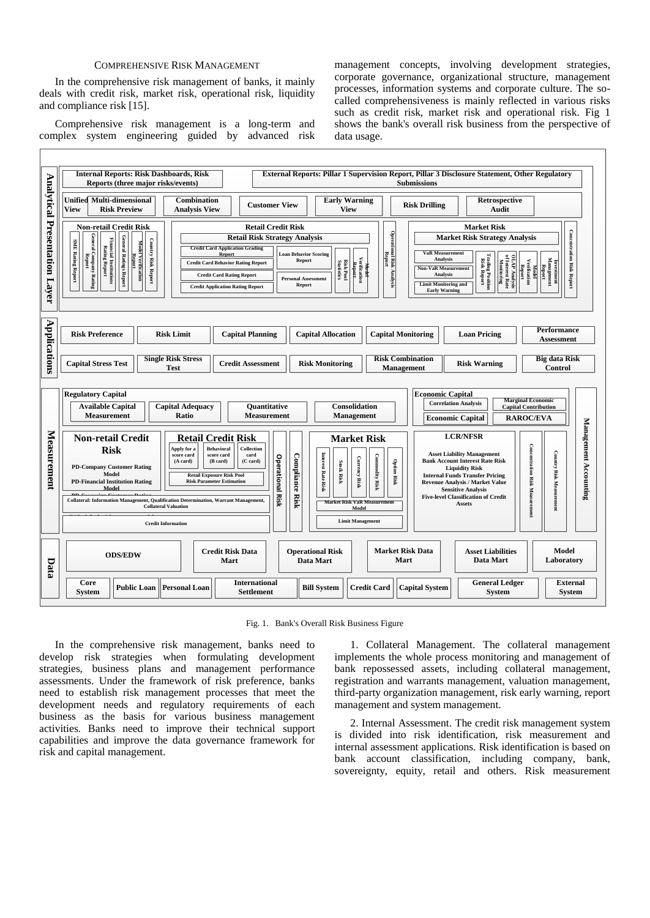### COMPREHENSIVE RISK MANAGEMENT

In the comprehensive risk management of banks, it mainly deals with credit risk, market risk, operational risk, liquidity and compliance risk [15].

Comprehensive risk management is a long-term and complex system engineering guided by advanced risk management concepts, involving development strategies, corporate governance, organizational structure, management processes, information systems and corporate culture. The so-called comprehensiveness is mainly reflected in various risks such as credit risk, market risk and operational risk. Fig 1 shows the bank's overall risk business from the perspective of data usage.

Fig. 1. Bank's Overall Risk Business Figure

In the comprehensive risk management, banks need to develop risk strategies when formulating development strategies, business plans and management performance assessments. Under the framework of risk preference, banks need to establish risk management processes that meet the development needs and regulatory requirements of each business as the basis for various business management activities. Banks need to improve their technical support capabilities and improve the data governance framework for risk and capital management.

1. Collateral Management. The collateral management implements the whole process monitoring and management of bank repossessed assets, including collateral management, registration and warrants management, valuation management, third-party organization management, risk early warning, report management and system management.

2. Internal Assessment. The credit risk management system is divided into risk identification, risk measurement and internal assessment applications. Risk identification is based on bank account classification, including company, bank, sovereignty, equity, retail and others. Risk measurement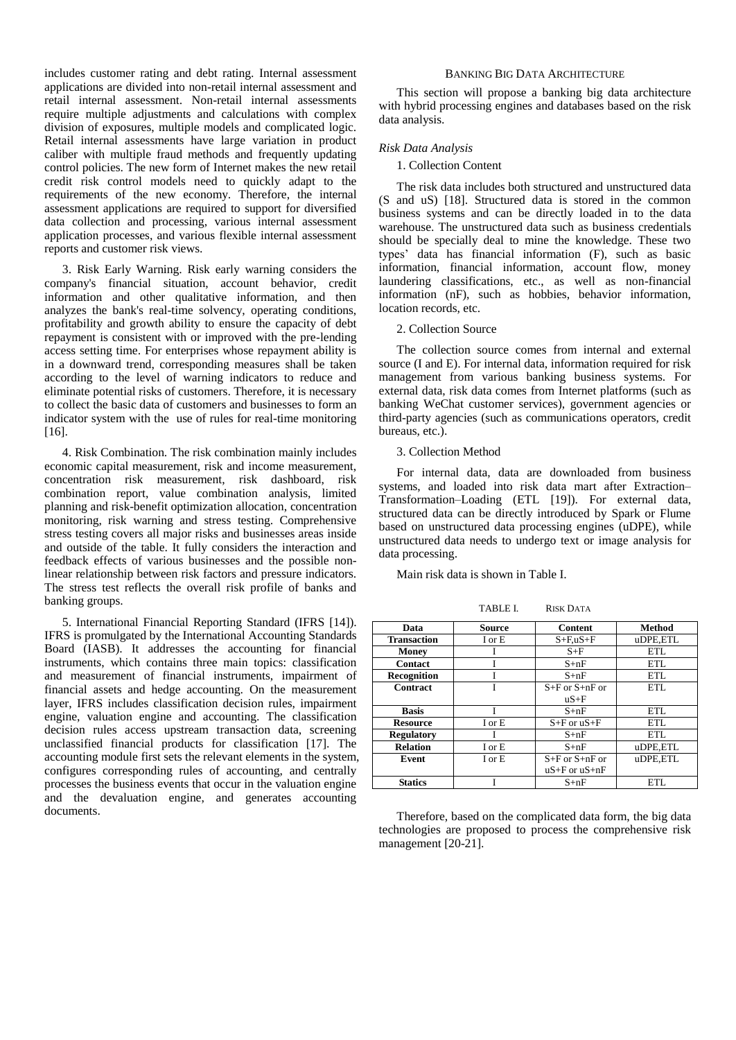includes customer rating and debt rating. Internal assessment applications are divided into non-retail internal assessment and retail internal assessment. Non-retail internal assessments require multiple adjustments and calculations with complex division of exposures, multiple models and complicated logic. Retail internal assessments have large variation in product caliber with multiple fraud methods and frequently updating control policies. The new form of Internet makes the new retail credit risk control models need to quickly adapt to the requirements of the new economy. Therefore, the internal assessment applications are required to support for diversified data collection and processing, various internal assessment application processes, and various flexible internal assessment reports and customer risk views.

3. Risk Early Warning. Risk early warning considers the company's financial situation, account behavior, credit information and other qualitative information, and then analyzes the bank's real-time solvency, operating conditions, profitability and growth ability to ensure the capacity of debt repayment is consistent with or improved with the pre-lending access setting time. For enterprises whose repayment ability is in a downward trend, corresponding measures shall be taken according to the level of warning indicators to reduce and eliminate potential risks of customers. Therefore, it is necessary to collect the basic data of customers and businesses to form an indicator system with the use of rules for real-time monitoring [16].

4. Risk Combination. The risk combination mainly includes economic capital measurement, risk and income measurement, concentration risk measurement, risk dashboard, risk combination report, value combination analysis, limited planning and risk-benefit optimization allocation, concentration monitoring, risk warning and stress testing. Comprehensive stress testing covers all major risks and businesses areas inside and outside of the table. It fully considers the interaction and feedback effects of various businesses and the possible non-linear relationship between risk factors and pressure indicators. The stress test reflects the overall risk profile of banks and banking groups.

5. International Financial Reporting Standard (IFRS [14]). IFRS is promulgated by the International Accounting Standards Board (IASB). It addresses the accounting for financial instruments, which contains three main topics: classification and measurement of financial instruments, impairment of financial assets and hedge accounting. On the measurement layer, IFRS includes classification decision rules, impairment engine, valuation engine and accounting. The classification decision rules access upstream transaction data, screening unclassified financial products for classification [17]. The accounting module first sets the relevant elements in the system, configures corresponding rules of accounting, and centrally processes the business events that occur in the valuation engine and the devaluation engine, and generates accounting documents.

## BANKING BIG DATA ARCHITECTURE

This section will propose a banking big data architecture with hybrid processing engines and databases based on the risk data analysis.

### *Risk Data Analysis*

1. Collection Content

The risk data includes both structured and unstructured data (S and uS) [18]. Structured data is stored in the common business systems and can be directly loaded in to the data warehouse. The unstructured data such as business credentials should be specially deal to mine the knowledge. These two types' data has financial information (F), such as basic information, financial information, account flow, money laundering classifications, etc., as well as non-financial information (nF), such as hobbies, behavior information, location records, etc.

2. Collection Source

The collection source comes from internal and external source (I and E). For internal data, information required for risk management from various banking business systems. For external data, risk data comes from Internet platforms (such as banking WeChat customer services), government agencies or third-party agencies (such as communications operators, credit bureaus, etc.).

3. Collection Method

For internal data, data are downloaded from business systems, and loaded into risk data mart after Extraction–Transformation–Loading (ETL [19]). For external data, structured data can be directly introduced by Spark or Flume based on unstructured data processing engines (uDPE), while unstructured data needs to undergo text or image analysis for data processing.

Main risk data is shown in Table I.

TABLE I. RISK DATA

| Data | Source | Content | Method |
|---|---|---|---|
| **Transaction** | I or E | S+F,uS+F | uDPE,ETL |
| **Money** | I | S+F | ETL |
| **Contact** | I | S+nF | ETL |
| **Recognition** | I | S+nF | ETL |
| **Contract** | I | S+F or S+nF or uS+F | ETL |
| **Basis** | I | S+nF | ETL |
| **Resource** | I or E | S+F or uS+F | ETL |
| **Regulatory** | I | S+nF | ETL |
| **Relation** | I or E | S+nF | uDPE,ETL |
| **Event** | I or E | S+F or S+nF or uS+F or uS+nF | uDPE,ETL |
| **Statics** | I | S+nF | ETL |

Therefore, based on the complicated data form, the big data technologies are proposed to process the comprehensive risk management [20-21].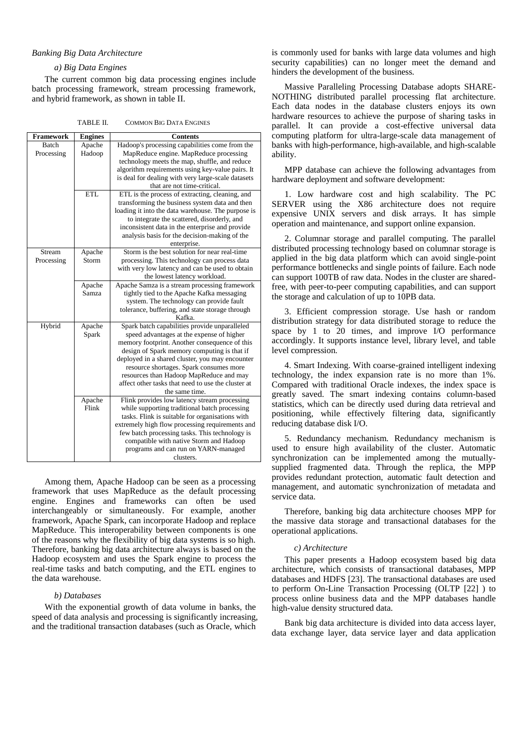### *Banking Big Data Architecture*

#### *a) Big Data Engines*

The current common big data processing engines include batch processing framework, stream processing framework, and hybrid framework, as shown in table II.

TABLE II. COMMON BIG DATA ENGINES

| Framework | Engines | Contents |
|---|---|---|
| Batch Processing | Apache Hadoop | Hadoop's processing capabilities come from the MapReduce engine. MapReduce processing technology meets the map, shuffle, and reduce algorithm requirements using key-value pairs. It is deal for dealing with very large-scale datasets that are not time-critical. |
| | ETL | ETL is the process of extracting, cleaning, and transforming the business system data and then loading it into the data warehouse. The purpose is to integrate the scattered, disorderly, and inconsistent data in the enterprise and provide analysis basis for the decision-making of the enterprise. |
| Stream Processing | Apache Storm | Storm is the best solution for near real-time processing. This technology can process data with very low latency and can be used to obtain the lowest latency workload. |
| | Apache Samza | Apache Samza is a stream processing framework tightly tied to the Apache Kafka messaging system. The technology can provide fault tolerance, buffering, and state storage through Kafka. |
| Hybrid | Apache Spark | Spark batch capabilities provide unparalleled speed advantages at the expense of higher memory footprint. Another consequence of this design of Spark memory computing is that if deployed in a shared cluster, you may encounter resource shortages. Spark consumes more resources than Hadoop MapReduce and may affect other tasks that need to use the cluster at the same time. |
| | Apache Flink | Flink provides low latency stream processing while supporting traditional batch processing tasks. Flink is suitable for organisations with extremely high flow processing requirements and few batch processing tasks. This technology is compatible with native Storm and Hadoop programs and can run on YARN-managed clusters. |

Among them, Apache Hadoop can be seen as a processing framework that uses MapReduce as the default processing engine. Engines and frameworks can often be used interchangeably or simultaneously. For example, another framework, Apache Spark, can incorporate Hadoop and replace MapReduce. This interoperability between components is one of the reasons why the flexibility of big data systems is so high. Therefore, banking big data architecture always is based on the Hadoop ecosystem and uses the Spark engine to process the real-time tasks and batch computing, and the ETL engines to the data warehouse.

#### *b) Databases*

With the exponential growth of data volume in banks, the speed of data analysis and processing is significantly increasing, and the traditional transaction databases (such as Oracle, which is commonly used for banks with large data volumes and high security capabilities) can no longer meet the demand and hinders the development of the business.

Massive Paralleling Processing Database adopts SHARE-NOTHING distributed parallel processing flat architecture. Each data nodes in the database clusters enjoys its own hardware resources to achieve the purpose of sharing tasks in parallel. It can provide a cost-effective universal data computing platform for ultra-large-scale data management of banks with high-performance, high-available, and high-scalable ability.

MPP database can achieve the following advantages from hardware deployment and software development:

1. Low hardware cost and high scalability. The PC SERVER using the X86 architecture does not require expensive UNIX servers and disk arrays. It has simple operation and maintenance, and support online expansion.

2. Columnar storage and parallel computing. The parallel distributed processing technology based on columnar storage is applied in the big data platform which can avoid single-point performance bottlenecks and single points of failure. Each node can support 100TB of raw data. Nodes in the cluster are shared-free, with peer-to-peer computing capabilities, and can support the storage and calculation of up to 10PB data.

3. Efficient compression storage. Use hash or random distribution strategy for data distributed storage to reduce the space by 1 to 20 times, and improve I/O performance accordingly. It supports instance level, library level, and table level compression.

4. Smart Indexing. With coarse-grained intelligent indexing technology, the index expansion rate is no more than 1%. Compared with traditional Oracle indexes, the index space is greatly saved. The smart indexing contains column-based statistics, which can be directly used during data retrieval and positioning, while effectively filtering data, significantly reducing database disk I/O.

5. Redundancy mechanism. Redundancy mechanism is used to ensure high availability of the cluster. Automatic synchronization can be implemented among the mutually-supplied fragmented data. Through the replica, the MPP provides redundant protection, automatic fault detection and management, and automatic synchronization of metadata and service data.

Therefore, banking big data architecture chooses MPP for the massive data storage and transactional databases for the operational applications.

#### *c) Architecture*

This paper presents a Hadoop ecosystem based big data architecture, which consists of transactional databases, MPP databases and HDFS [23]. The transactional databases are used to perform On-Line Transaction Processing (OLTP [22] ) to process online business data and the MPP databases handle high-value density structured data.

Bank big data architecture is divided into data access layer, data exchange layer, data service layer and data application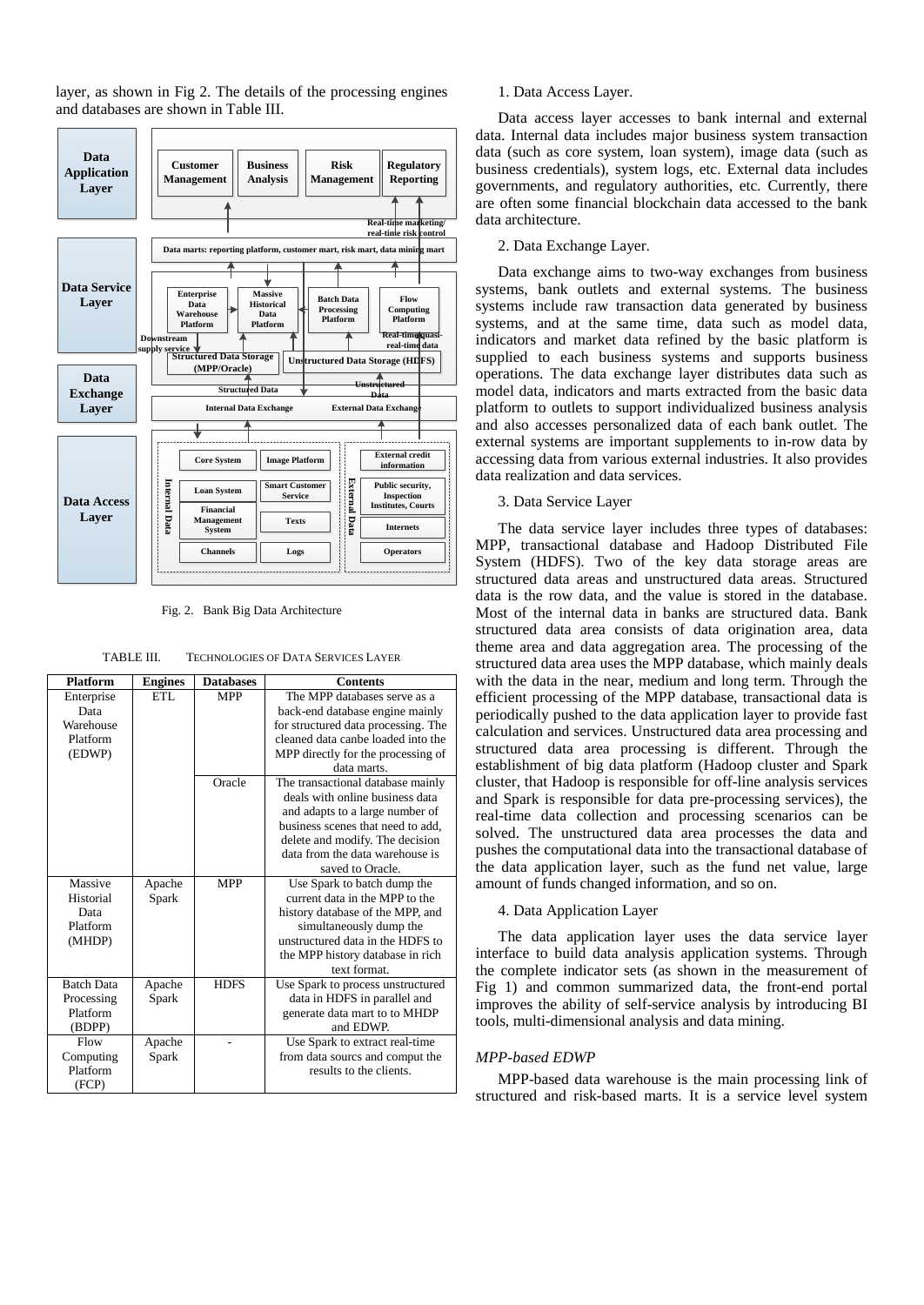layer, as shown in Fig 2. The details of the processing engines and databases are shown in Table III.

Fig. 2. Bank Big Data Architecture

TABLE III. TECHNOLOGIES OF DATA SERVICES LAYER

| Platform | Engines | Databases | Contents |
|---|---|---|---|
| Enterprise Data Warehouse Platform (EDWP) | ETL | MPP | The MPP databases serve as a back-end database engine mainly for structured data processing. The cleaned data canbe loaded into the MPP directly for the processing of data marts. |
| | | Oracle | The transactional database mainly deals with online business data and adapts to a large number of business scenes that need to add, delete and modify. The decision data from the data warehouse is saved to Oracle. |
| Massive Historial Data Platform (MHDP) | Apache Spark | MPP | Use Spark to batch dump the current data in the MPP to the history database of the MPP, and simultaneously dump the unstructured data in the HDFS to the MPP history database in rich text format. |
| Batch Data Processing Platform (BDPP) | Apache Spark | HDFS | Use Spark to process unstructured data in HDFS in parallel and generate data mart to to MHDP and EDWP. |
| Flow Computing Platform (FCP) | Apache Spark | - | Use Spark to extract real-time from data sourcs and comput the results to the clients. |

1. Data Access Layer.

Data access layer accesses to bank internal and external data. Internal data includes major business system transaction data (such as core system, loan system), image data (such as business credentials), system logs, etc. External data includes governments, and regulatory authorities, etc. Currently, there are often some financial blockchain data accessed to the bank data architecture.

2. Data Exchange Layer.

Data exchange aims to two-way exchanges from business systems, bank outlets and external systems. The business systems include raw transaction data generated by business systems, and at the same time, data such as model data, indicators and market data refined by the basic platform is supplied to each business systems and supports business operations. The data exchange layer distributes data such as model data, indicators and marts extracted from the basic data platform to outlets to support individualized business analysis and also accesses personalized data of each bank outlet. The external systems are important supplements to in-row data by accessing data from various external industries. It also provides data realization and data services.

3. Data Service Layer

The data service layer includes three types of databases: MPP, transactional database and Hadoop Distributed File System (HDFS). Two of the key data storage areas are structured data areas and unstructured data areas. Structured data is the row data, and the value is stored in the database. Most of the internal data in banks are structured data. Bank structured data area consists of data origination area, data theme area and data aggregation area. The processing of the structured data area uses the MPP database, which mainly deals with the data in the near, medium and long term. Through the efficient processing of the MPP database, transactional data is periodically pushed to the data application layer to provide fast calculation and services. Unstructured data area processing and structured data area processing is different. Through the establishment of big data platform (Hadoop cluster and Spark cluster, that Hadoop is responsible for off-line analysis services and Spark is responsible for data pre-processing services), the real-time data collection and processing scenarios can be solved. The unstructured data area processes the data and pushes the computational data into the transactional database of the data application layer, such as the fund net value, large amount of funds changed information, and so on.

4. Data Application Layer

The data application layer uses the data service layer interface to build data analysis application systems. Through the complete indicator sets (as shown in the measurement of Fig 1) and common summarized data, the front-end portal improves the ability of self-service analysis by introducing BI tools, multi-dimensional analysis and data mining.

*MPP-based EDWP*

MPP-based data warehouse is the main processing link of structured and risk-based marts. It is a service level system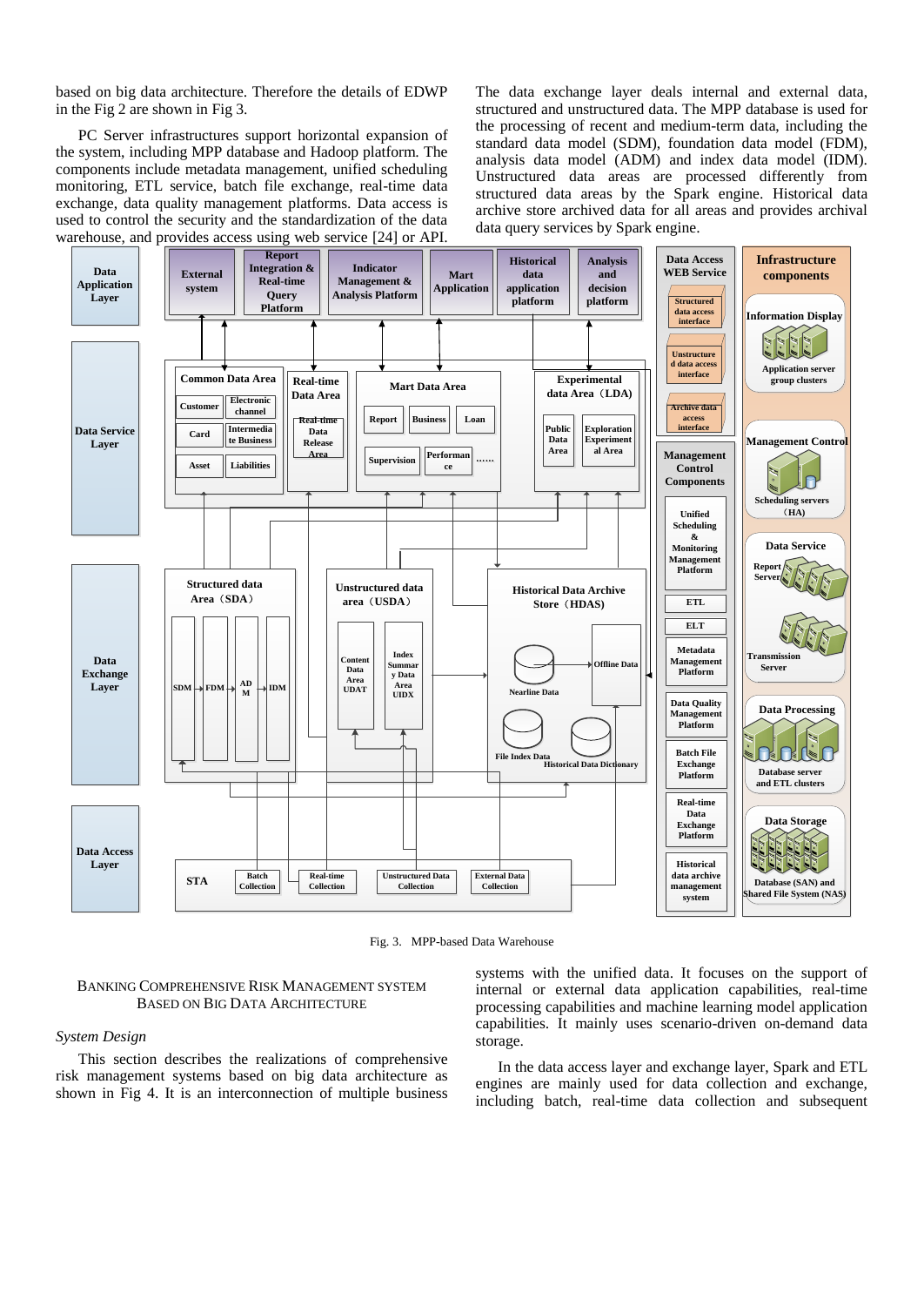based on big data architecture. Therefore the details of EDWP in the Fig 2 are shown in Fig 3.

PC Server infrastructures support horizontal expansion of the system, including MPP database and Hadoop platform. The components include metadata management, unified scheduling monitoring, ETL service, batch file exchange, real-time data exchange, data quality management platforms. Data access is used to control the security and the standardization of the data warehouse, and provides access using web service [24] or API.

The data exchange layer deals internal and external data, structured and unstructured data. The MPP database is used for the processing of recent and medium-term data, including the standard data model (SDM), foundation data model (FDM), analysis data model (ADM) and index data model (IDM). Unstructured data areas are processed differently from structured data areas by the Spark engine. Historical data archive store archived data for all areas and provides archival data query services by Spark engine.

Fig. 3. MPP-based Data Warehouse

## Banking Comprehensive Risk Management System Based on Big Data Architecture

### *System Design*

This section describes the realizations of comprehensive risk management systems based on big data architecture as shown in Fig 4. It is an interconnection of multiple business systems with the unified data. It focuses on the support of internal or external data application capabilities, real-time processing capabilities and machine learning model application capabilities. It mainly uses scenario-driven on-demand data storage.

In the data access layer and exchange layer, Spark and ETL engines are mainly used for data collection and exchange, including batch, real-time data collection and subsequent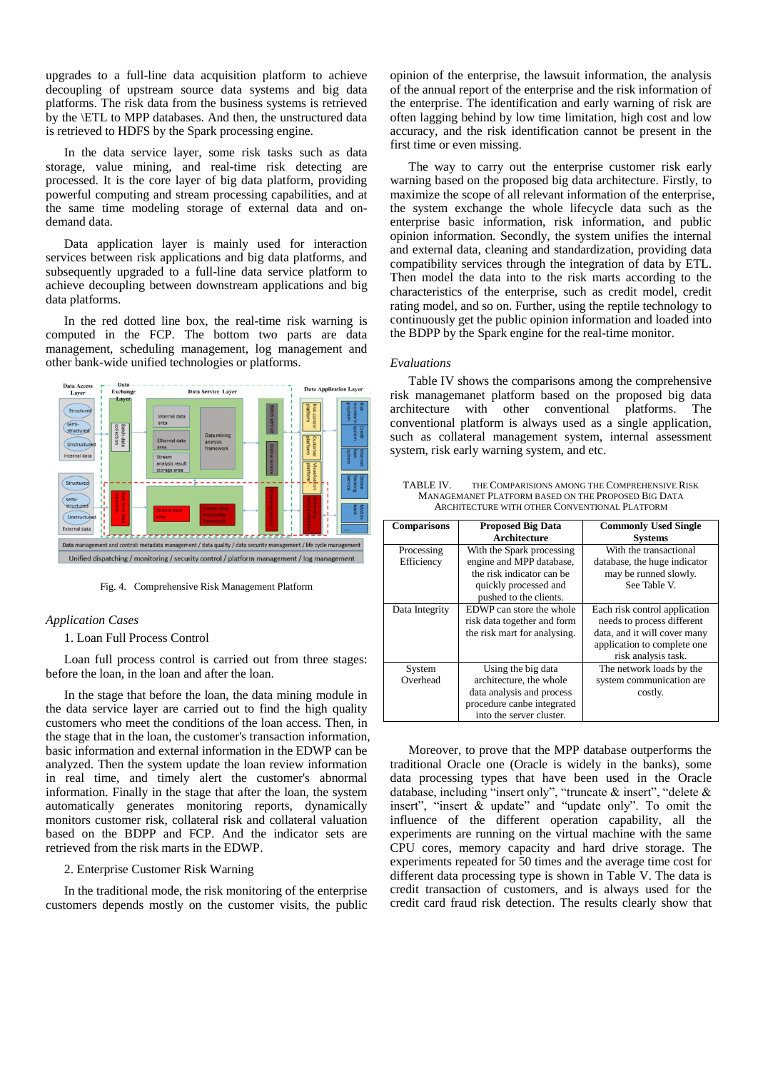upgrades to a full-line data acquisition platform to achieve decoupling of upstream source data systems and big data platforms. The risk data from the business systems is retrieved by the \ETL to MPP databases. And then, the unstructured data is retrieved to HDFS by the Spark processing engine.

In the data service layer, some risk tasks such as data storage, value mining, and real-time risk detecting are processed. It is the core layer of big data platform, providing powerful computing and stream processing capabilities, and at the same time modeling storage of external data and on-demand data.

Data application layer is mainly used for interaction services between risk applications and big data platforms, and subsequently upgraded to a full-line data service platform to achieve decoupling between downstream applications and big data platforms.

In the red dotted line box, the real-time risk warning is computed in the FCP. The bottom two parts are data management, scheduling management, log management and other bank-wide unified technologies or platforms.

Data Access Layer
Data Exchange Layer
Data Service Layer
Data Application Layer
Structured
Semi-structured
Unstructured
Internal data
Batch data collection
Internal data area
External data area
Stream analysis result storage area
Data mining analysis framework
Batch service
Online service
Risk control platform
Customer platform
Visualization platform
Risk monitoring system
Credit system
Internet loan system
Online Banking service
Mobile bank
Structured
Semi-structured
Unstructured
External data
Real-time data collection
Stream data area
Stream data processing framework
Streaming service
Data management and control: metadata management / data quality / data security management / life cycle management
Unified dispatching / monitoring / security control / platform management / log management

Fig. 4. Comprehensive Risk Management Platform

*Application Cases*

1. Loan Full Process Control

Loan full process control is carried out from three stages: before the loan, in the loan and after the loan.

In the stage that before the loan, the data mining module in the data service layer are carried out to find the high quality customers who meet the conditions of the loan access. Then, in the stage that in the loan, the customer's transaction information, basic information and external information in the EDWP can be analyzed. Then the system update the loan review information in real time, and timely alert the customer's abnormal information. Finally in the stage that after the loan, the system automatically generates monitoring reports, dynamically monitors customer risk, collateral risk and collateral valuation based on the BDPP and FCP. And the indicator sets are retrieved from the risk marts in the EDWP.

2. Enterprise Customer Risk Warning

In the traditional mode, the risk monitoring of the enterprise customers depends mostly on the customer visits, the public opinion of the enterprise, the lawsuit information, the analysis of the annual report of the enterprise and the risk information of the enterprise. The identification and early warning of risk are often lagging behind by low time limitation, high cost and low accuracy, and the risk identification cannot be present in the first time or even missing.

The way to carry out the enterprise customer risk early warning based on the proposed big data architecture. Firstly, to maximize the scope of all relevant information of the enterprise, the system exchange the whole lifecycle data such as the enterprise basic information, risk information, and public opinion information. Secondly, the system unifies the internal and external data, cleaning and standardization, providing data compatibility services through the integration of data by ETL. Then model the data into to the risk marts according to the characteristics of the enterprise, such as credit model, credit rating model, and so on. Further, using the reptile technology to continuously get the public opinion information and loaded into the BDPP by the Spark engine for the real-time monitor.

*Evaluations*

Table IV shows the comparisons among the comprehensive risk managemanet platform based on the proposed big data architecture with other conventional platforms. The conventional platform is always used as a single application, such as collateral management system, internal assessment system, risk early warning system, and etc.

TABLE IV. THE COMPARISIONS AMONG THE COMPREHENSIVE RISK MANAGEMANET PLATFORM BASED ON THE PROPOSED BIG DATA ARCHITECTURE WITH OTHER CONVENTIONAL PLATFORM

| Comparisons | Proposed Big Data Architecture | Commonly Used Single Systems |
|---|---|---|
| Processing Efficiency | With the Spark processing engine and MPP database, the risk indicator can be quickly processed and pushed to the clients. | With the transactional database, the huge indicator may be runned slowly. See Table V. |
| Data Integrity | EDWP can store the whole risk data together and form the risk mart for analysing. | Each risk control application needs to process different data, and it will cover many application to complete one risk analysis task. |
| System Overhead | Using the big data architecture, the whole data analysis and process procedure canbe integrated into the server cluster. | The network loads by the system communication are costly. |

Moreover, to prove that the MPP database outperforms the traditional Oracle one (Oracle is widely in the banks), some data processing types that have been used in the Oracle database, including "insert only", "truncate & insert", "delete & insert", "insert & update" and "update only". To omit the influence of the different operation capability, all the experiments are running on the virtual machine with the same CPU cores, memory capacity and hard drive storage. The experiments repeated for 50 times and the average time cost for different data processing type is shown in Table V. The data is credit transaction of customers, and is always used for the credit card fraud risk detection. The results clearly show that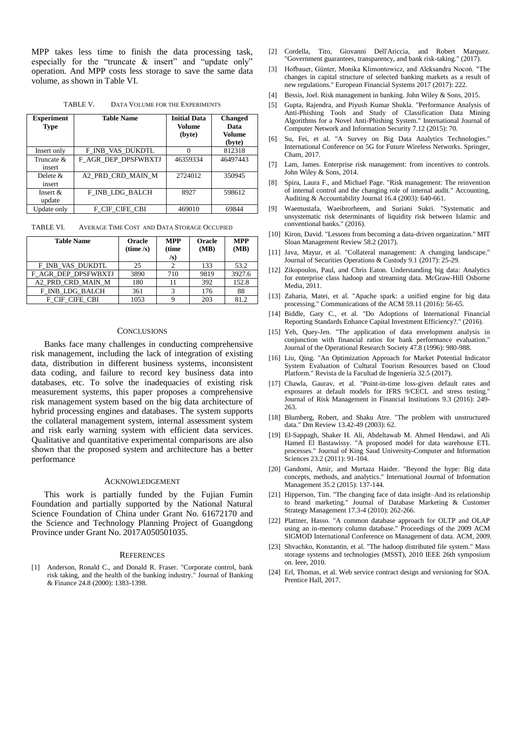MPP takes less time to finish the data processing task, especially for the "truncate & insert" and "update only" operation. And MPP costs less storage to save the same data volume, as shown in Table VI.

TABLE V. DATA VOLUME FOR THE EXPERIMENTS

| Experiment Type | Table Name | Initial Data Volume (byte) | Changed Data Volume (byte) |
|---|---|---|---|
| Insert only | F_INB_VAS_DUKDTL | 0 | 812318 |
| Truncate & insert | F_AGR_DEP_DPSFWBXTJ | 46359334 | 46497443 |
| Delete & insert | A2_PRD_CRD_MAIN_M | 2724012 | 350945 |
| Insert & update | F_INB_LDG_BALCH | 8927 | 598612 |
| Update only | F_CIF_CIFE_CBI | 469010 | 69844 |

TABLE VI. AVERAGE TIME COST AND DATA STORAGE OCCUPIED

| Table Name | Oracle (time /s) | MPP (time /s) | Oracle (MB) | MPP (MB) |
|---|---|---|---|---|
| F_INB_VAS_DUKDTL | 25 | 2 | 133 | 53.2 |
| F_AGR_DEP_DPSFWBXTJ | 3890 | 710 | 9819 | 3927.6 |
| A2_PRD_CRD_MAIN_M | 180 | 11 | 392 | 152.8 |
| F_INB_LDG_BALCH | 361 | 3 | 176 | 88 |
| F_CIF_CIFE_CBI | 1053 | 9 | 203 | 81.2 |

## CONCLUSIONS

Banks face many challenges in conducting comprehensive risk management, including the lack of integration of existing data, distribution in different business systems, inconsistent data coding, and failure to record key business data into databases, etc. To solve the inadequacies of existing risk measurement systems, this paper proposes a comprehensive risk management system based on the big data architecture of hybrid processing engines and databases. The system supports the collateral management system, internal assessment system and risk early warning system with efficient data services. Qualitative and quantitative experimental comparisons are also shown that the proposed system and architecture has a better performance

## ACKNOWLEDGEMENT

This work is partially funded by the Fujian Fumin Foundation and partially supported by the National Natural Science Foundation of China under Grant No. 61672170 and the Science and Technology Planning Project of Guangdong Province under Grant No. 2017A050501035.

## REFERENCES

[1] Anderson, Ronald C., and Donald R. Fraser. "Corporate control, bank risk taking, and the health of the banking industry." Journal of Banking & Finance 24.8 (2000): 1383-1398.

[2] Cordella, Tito, Giovanni Dell'Ariccia, and Robert Marquez. "Government guarantees, transparency, and bank risk-taking." (2017).

[3] Hofbauer, Günter, Monika Klimontowicz, and Aleksandra Nocoń. "The changes in capital structure of selected banking markets as a result of new regulations." European Financial Systems 2017 (2017): 222.

[4] Bessis, Joel. Risk management in banking. John Wiley & Sons, 2015.

[5] Gupta, Rajendra, and Piyush Kumar Shukla. "Performance Analysis of Anti-Phishing Tools and Study of Classification Data Mining Algorithms for a Novel Anti-Phishing System." International Journal of Computer Network and Information Security 7.12 (2015): 70.

[6] Su, Fei, et al. "A Survey on Big Data Analytics Technologies." International Conference on 5G for Future Wireless Networks. Springer, Cham, 2017.

[7] Lam, James. Enterprise risk management: from incentives to controls. John Wiley & Sons, 2014.

[8] Spira, Laura F., and Michael Page. "Risk management: The reinvention of internal control and the changing role of internal audit." Accounting, Auditing & Accountability Journal 16.4 (2003): 640-661.

[9] Waemustafa, Waeibrorheem, and Suriani Sukri. "Systematic and unsystematic risk determinants of liquidity risk between Islamic and conventional banks." (2016).

[10] Kiron, David. "Lessons from becoming a data-driven organization." MIT Sloan Management Review 58.2 (2017).

[11] Java, Mayur, et al. "Collateral management: A changing landscape." Journal of Securities Operations & Custody 9.1 (2017): 25-29.

[12] Zikopoulos, Paul, and Chris Eaton. Understanding big data: Analytics for enterprise class hadoop and streaming data. McGraw-Hill Osborne Media, 2011.

[13] Zaharia, Matei, et al. "Apache spark: a unified engine for big data processing." Communications of the ACM 59.11 (2016): 56-65.

[14] Biddle, Gary C., et al. "Do Adoptions of International Financial Reporting Standards Enhance Capital Investment Efficiency?." (2016).

[15] Yeh, Quey-Jen. "The application of data envelopment analysis in conjunction with financial ratios for bank performance evaluation." Journal of the Operational Research Society 47.8 (1996): 980-988.

[16] Liu, Qing. "An Optimization Approach for Market Potential Indicator System Evaluation of Cultural Tourism Resources based on Cloud Platform." Revista de la Facultad de Ingeniería 32.5 (2017).

[17] Chawla, Gaurav, et al. "Point-in-time loss-given default rates and exposures at default models for IFRS 9/CECL and stress testing." Journal of Risk Management in Financial Institutions 9.3 (2016): 249-263.

[18] Blumberg, Robert, and Shaku Atre. "The problem with unstructured data." Dm Review 13.42-49 (2003): 62.

[19] El-Sappagh, Shaker H. Ali, Abdeltawab M. Ahmed Hendawi, and Ali Hamed El Bastawissy. "A proposed model for data warehouse ETL processes." Journal of King Saud University-Computer and Information Sciences 23.2 (2011): 91-104.

[20] Gandomi, Amir, and Murtaza Haider. "Beyond the hype: Big data concepts, methods, and analytics." International Journal of Information Management 35.2 (2015): 137-144.

[21] Hipperson, Tim. "The changing face of data insight–And its relationship to brand marketing." Journal of Database Marketing & Customer Strategy Management 17.3-4 (2010): 262-266.

[22] Plattner, Hasso. "A common database approach for OLTP and OLAP using an in-memory column database." Proceedings of the 2009 ACM SIGMOD International Conference on Management of data. ACM, 2009.

[23] Shvachko, Konstantin, et al. "The hadoop distributed file system." Mass storage systems and technologies (MSST), 2010 IEEE 26th symposium on. Ieee, 2010.

[24] Erl, Thomas, et al. Web service contract design and versioning for SOA. Prentice Hall, 2017.